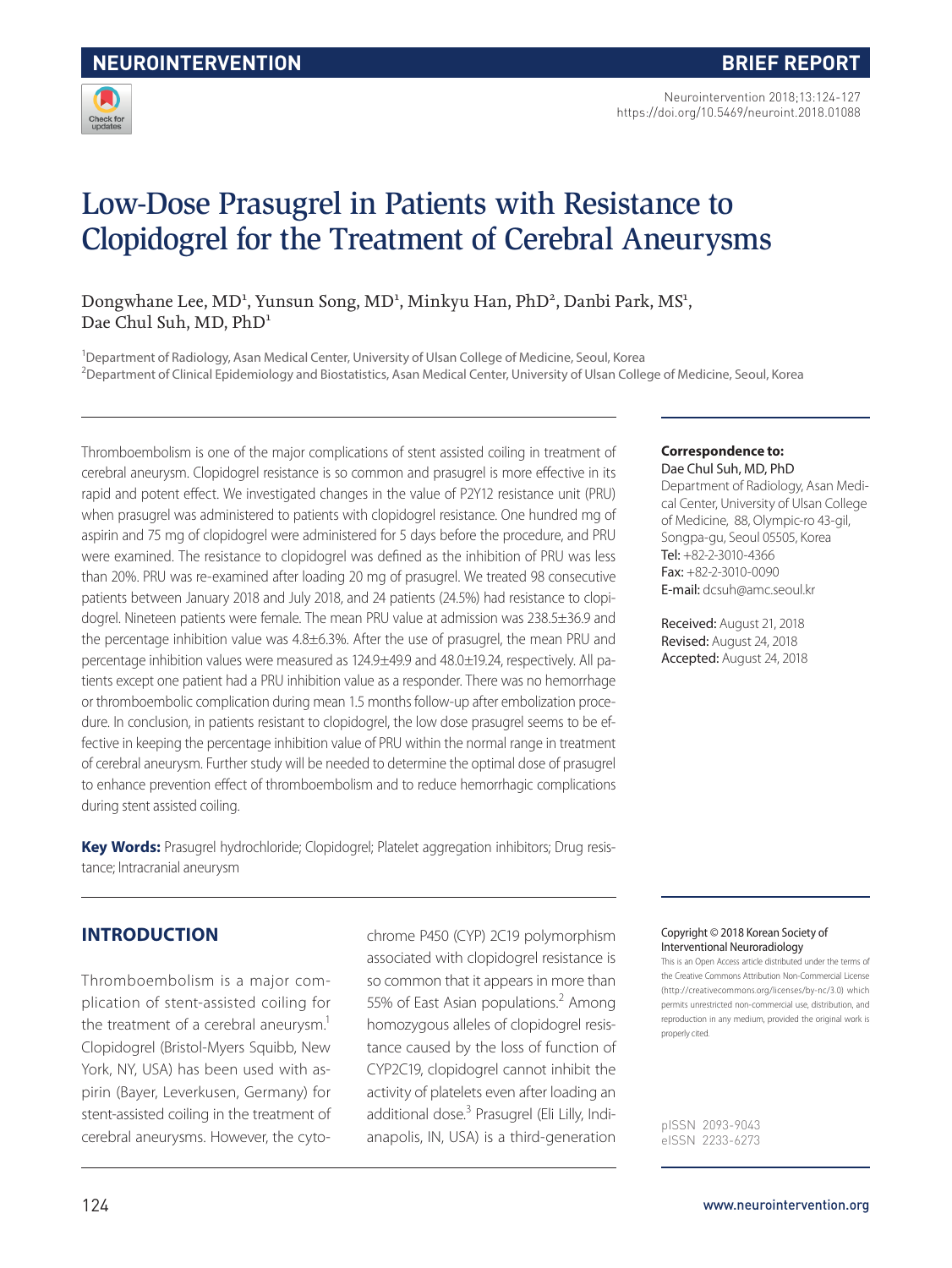NEUROINTERVENTION

BRIEF REPORT

https://doi.org/10.5469/neuroint.2018.01088

# Low-Dose Prasugrel in Patients with Resistance to Clopidogrel for the Treatment of Cerebral Aneurysms

Dongwhane Lee, MD[1], Yunsun Song, MD[1], Minkyu Han, PhD[2], Danbi Park, MS[1], Dae Chul Suh, MD, PhD[1]

[1]Department of Radiology, Asan Medical Center, University of Ulsan College of Medicine, Seoul, Korea
[2]Department of Clinical Epidemiology and Biostatistics, Asan Medical Center, University of Ulsan College of Medicine, Seoul, Korea

Thromboembolism is one of the major complications of stent assisted coiling in treatment of cerebral aneurysm. Clopidogrel resistance is so common and prasugrel is more effective in its rapid and potent effect. We investigated changes in the value of P2Y12 resistance unit (PRU) when prasugrel was administered to patients with clopidogrel resistance. One hundred mg of aspirin and 75 mg of clopidogrel were administered for 5 days before the procedure, and PRU were examined. The resistance to clopidogrel was defined as the inhibition of PRU was less than 20%. PRU was re-examined after loading 20 mg of prasugrel. We treated 98 consecutive patients between January 2018 and July 2018, and 24 patients (24.5%) had resistance to clopidogrel. Nineteen patients were female. The mean PRU value at admission was 238.5±36.9 and the percentage inhibition value was 4.8±6.3%. After the use of prasugrel, the mean PRU and percentage inhibition values were measured as 124.9±49.9 and 48.0±19.24, respectively. All patients except one patient had a PRU inhibition value as a responder. There was no hemorrhage or thromboembolic complication during mean 1.5 months follow-up after embolization procedure. In conclusion, in patients resistant to clopidogrel, the low dose prasugrel seems to be effective in keeping the percentage inhibition value of PRU within the normal range in treatment of cerebral aneurysm. Further study will be needed to determine the optimal dose of prasugrel to enhance prevention effect of thromboembolism and to reduce hemorrhagic complications during stent assisted coiling.

**Key Words:** Prasugrel hydrochloride; Clopidogrel; Platelet aggregation inhibitors; Drug resistance; Intracranial aneurysm

**Correspondence to:**
Dae Chul Suh, MD, PhD
Department of Radiology, Asan Medical Center, University of Ulsan College of Medicine, 88, Olympic-ro 43-gil, Songpa-gu, Seoul 05505, Korea
Tel: +82-2-3010-4366
Fax: +82-2-3010-0090
E-mail: dcsuh@amc.seoul.kr

Received: August 21, 2018
Revised: August 24, 2018
Accepted: August 24, 2018

Copyright © 2018 Korean Society of Interventional Neuroradiology
This is an Open Access article distributed under the terms of the Creative Commons Attribution Non-Commercial License (http://creativecommons.org/licenses/by-nc/3.0) which permits unrestricted non-commercial use, distribution, and reproduction in any medium, provided the original work is properly cited.

pISSN 2093-9043
eISSN 2233-6273

## INTRODUCTION

Thromboembolism is a major complication of stent-assisted coiling for the treatment of a cerebral aneurysm.[1] Clopidogrel (Bristol-Myers Squibb, New York, NY, USA) has been used with aspirin (Bayer, Leverkusen, Germany) for stent-assisted coiling in the treatment of cerebral aneurysms. However, the cytochrome P450 (CYP) 2C19 polymorphism associated with clopidogrel resistance is so common that it appears in more than 55% of East Asian populations.[2] Among homozygous alleles of clopidogrel resistance caused by the loss of function of CYP2C19, clopidogrel cannot inhibit the activity of platelets even after loading an additional dose.[3] Prasugrel (Eli Lilly, Indianapolis, IN, USA) is a third-generation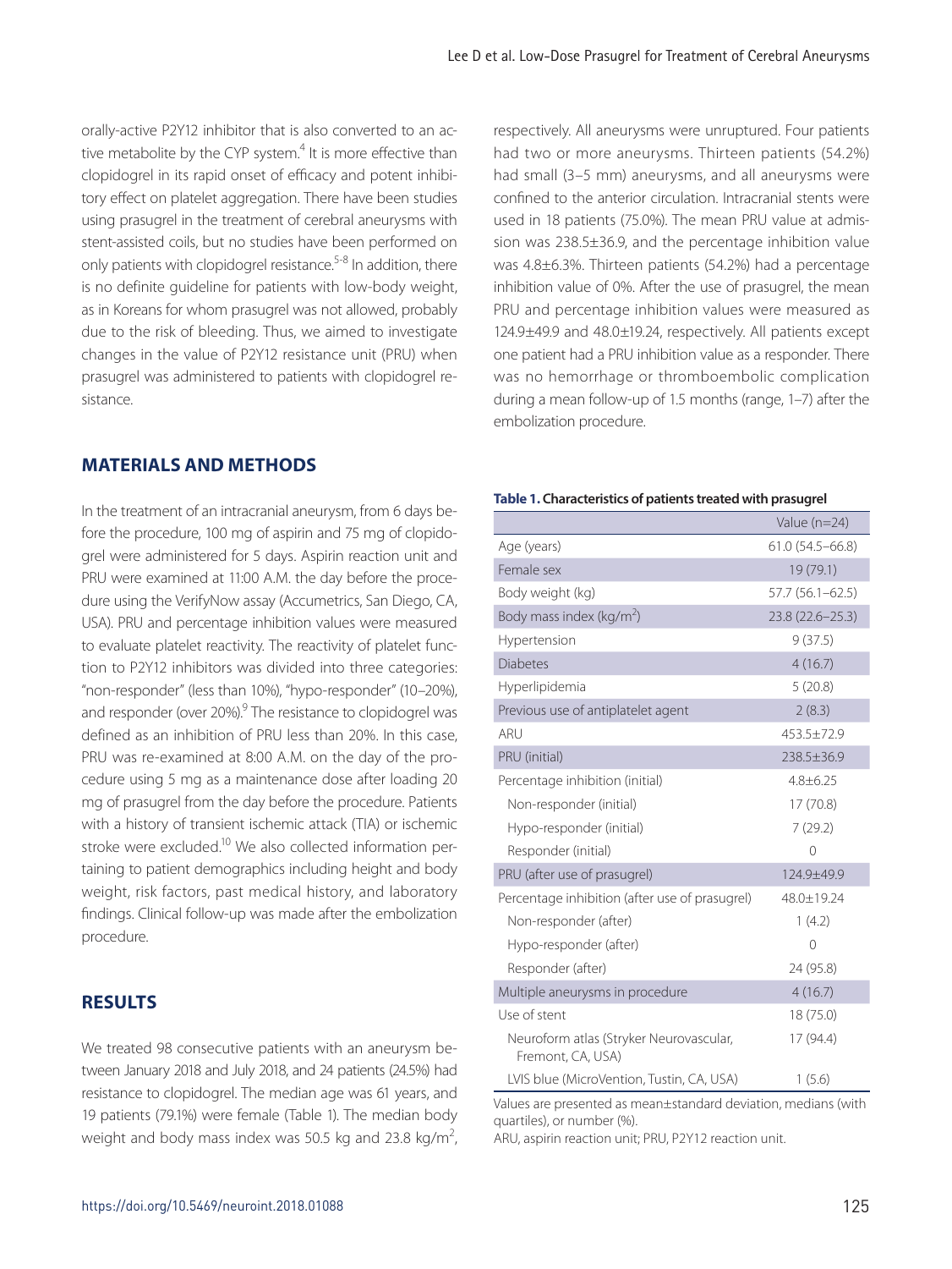orally-active P2Y12 inhibitor that is also converted to an active metabolite by the CYP system.[4] It is more effective than clopidogrel in its rapid onset of efficacy and potent inhibitory effect on platelet aggregation. There have been studies using prasugrel in the treatment of cerebral aneurysms with stent-assisted coils, but no studies have been performed on only patients with clopidogrel resistance.[5-8] In addition, there is no definite guideline for patients with low-body weight, as in Koreans for whom prasugrel was not allowed, probably due to the risk of bleeding. Thus, we aimed to investigate changes in the value of P2Y12 resistance unit (PRU) when prasugrel was administered to patients with clopidogrel resistance.

## MATERIALS AND METHODS

In the treatment of an intracranial aneurysm, from 6 days before the procedure, 100 mg of aspirin and 75 mg of clopidogrel were administered for 5 days. Aspirin reaction unit and PRU were examined at 11:00 A.M. the day before the procedure using the VerifyNow assay (Accumetrics, San Diego, CA, USA). PRU and percentage inhibition values were measured to evaluate platelet reactivity. The reactivity of platelet function to P2Y12 inhibitors was divided into three categories: "non-responder" (less than 10%), "hypo-responder" (10–20%), and responder (over 20%).[9] The resistance to clopidogrel was defined as an inhibition of PRU less than 20%. In this case, PRU was re-examined at 8:00 A.M. on the day of the procedure using 5 mg as a maintenance dose after loading 20 mg of prasugrel from the day before the procedure. Patients with a history of transient ischemic attack (TIA) or ischemic stroke were excluded.[10] We also collected information pertaining to patient demographics including height and body weight, risk factors, past medical history, and laboratory findings. Clinical follow-up was made after the embolization procedure.

## RESULTS

We treated 98 consecutive patients with an aneurysm between January 2018 and July 2018, and 24 patients (24.5%) had resistance to clopidogrel. The median age was 61 years, and 19 patients (79.1%) were female (Table 1). The median body weight and body mass index was 50.5 kg and 23.8 kg/m$^2$, respectively. All aneurysms were unruptured. Four patients had two or more aneurysms. Thirteen patients (54.2%) had small (3–5 mm) aneurysms, and all aneurysms were confined to the anterior circulation. Intracranial stents were used in 18 patients (75.0%). The mean PRU value at admission was 238.5±36.9, and the percentage inhibition value was 4.8±6.3%. Thirteen patients (54.2%) had a percentage inhibition value of 0%. After the use of prasugrel, the mean PRU and percentage inhibition values were measured as 124.9±49.9 and 48.0±19.24, respectively. All patients except one patient had a PRU inhibition value as a responder. There was no hemorrhage or thromboembolic complication during a mean follow-up of 1.5 months (range, 1–7) after the embolization procedure.

**Table 1. Characteristics of patients treated with prasugrel**

| | Value (n=24) |
|---|---|
| Age (years) | 61.0 (54.5–66.8) |
| Female sex | 19 (79.1) |
| Body weight (kg) | 57.7 (56.1–62.5) |
| Body mass index (kg/m$^2$) | 23.8 (22.6–25.3) |
| Hypertension | 9 (37.5) |
| Diabetes | 4 (16.7) |
| Hyperlipidemia | 5 (20.8) |
| Previous use of antiplatelet agent | 2 (8.3) |
| ARU | 453.5±72.9 |
| PRU (initial) | 238.5±36.9 |
| Percentage inhibition (initial) | 4.8±6.25 |
| Non-responder (initial) | 17 (70.8) |
| Hypo-responder (initial) | 7 (29.2) |
| Responder (initial) | 0 |
| PRU (after use of prasugrel) | 124.9±49.9 |
| Percentage inhibition (after use of prasugrel) | 48.0±19.24 |
| Non-responder (after) | 1 (4.2) |
| Hypo-responder (after) | 0 |
| Responder (after) | 24 (95.8) |
| Multiple aneurysms in procedure | 4 (16.7) |
| Use of stent | 18 (75.0) |
| Neuroform atlas (Stryker Neurovascular, Fremont, CA, USA) | 17 (94.4) |
| LVIS blue (MicroVention, Tustin, CA, USA) | 1 (5.6) |

Values are presented as mean±standard deviation, medians (with quartiles), or number (%).
ARU, aspirin reaction unit; PRU, P2Y12 reaction unit.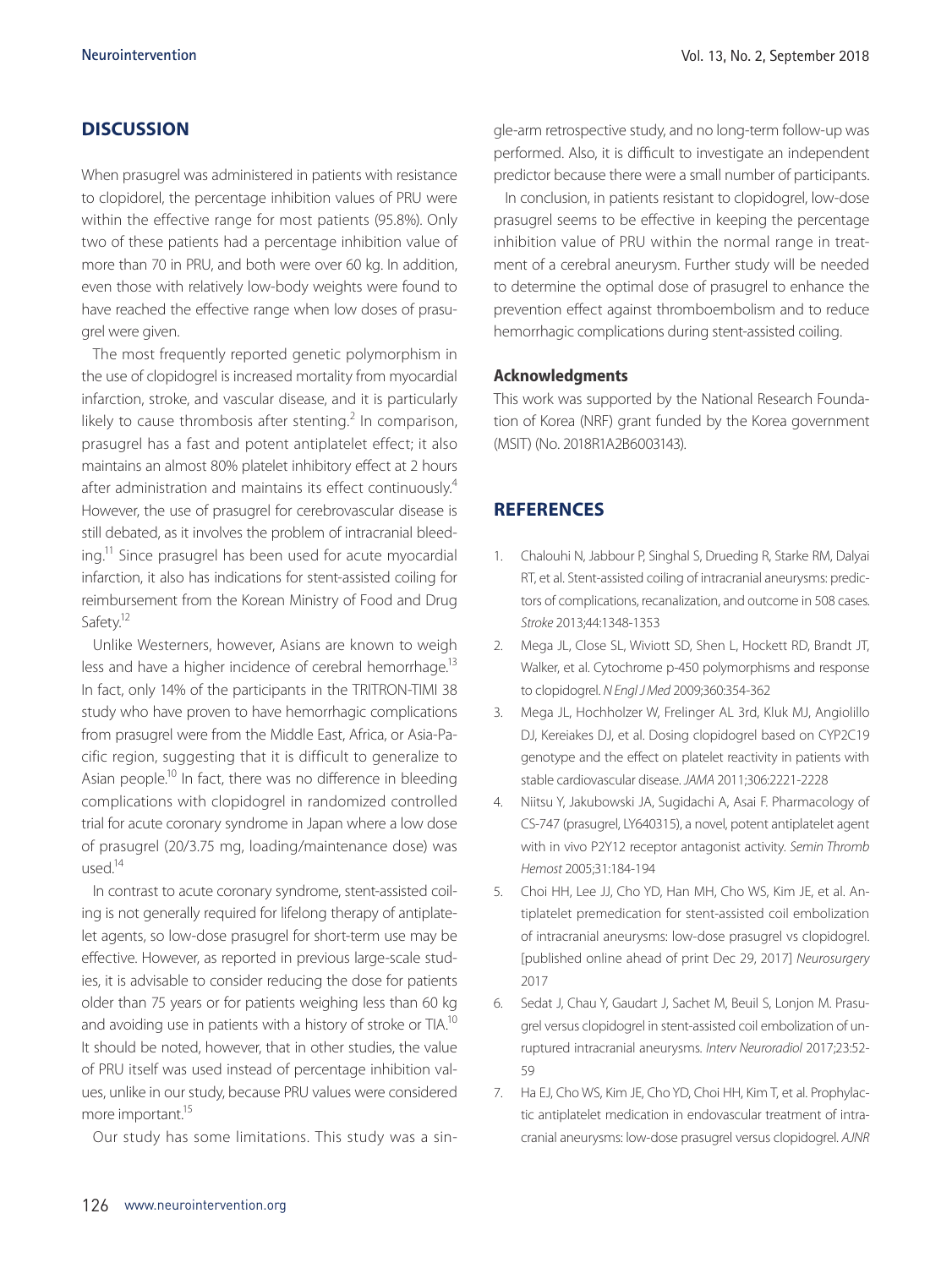## DISCUSSION

When prasugrel was administered in patients with resistance to clopidorel, the percentage inhibition values of PRU were within the effective range for most patients (95.8%). Only two of these patients had a percentage inhibition value of more than 70 in PRU, and both were over 60 kg. In addition, even those with relatively low-body weights were found to have reached the effective range when low doses of prasugrel were given.

The most frequently reported genetic polymorphism in the use of clopidogrel is increased mortality from myocardial infarction, stroke, and vascular disease, and it is particularly likely to cause thrombosis after stenting.[2] In comparison, prasugrel has a fast and potent antiplatelet effect; it also maintains an almost 80% platelet inhibitory effect at 2 hours after administration and maintains its effect continuously.[4] However, the use of prasugrel for cerebrovascular disease is still debated, as it involves the problem of intracranial bleeding.[11] Since prasugrel has been used for acute myocardial infarction, it also has indications for stent-assisted coiling for reimbursement from the Korean Ministry of Food and Drug Safety.[12]

Unlike Westerners, however, Asians are known to weigh less and have a higher incidence of cerebral hemorrhage.[13] In fact, only 14% of the participants in the TRITRON-TIMI 38 study who have proven to have hemorrhagic complications from prasugrel were from the Middle East, Africa, or Asia-Pacific region, suggesting that it is difficult to generalize to Asian people.[10] In fact, there was no difference in bleeding complications with clopidogrel in randomized controlled trial for acute coronary syndrome in Japan where a low dose of prasugrel (20/3.75 mg, loading/maintenance dose) was used.[14]

In contrast to acute coronary syndrome, stent-assisted coiling is not generally required for lifelong therapy of antiplatelet agents, so low-dose prasugrel for short-term use may be effective. However, as reported in previous large-scale studies, it is advisable to consider reducing the dose for patients older than 75 years or for patients weighing less than 60 kg and avoiding use in patients with a history of stroke or TIA.[10] It should be noted, however, that in other studies, the value of PRU itself was used instead of percentage inhibition values, unlike in our study, because PRU values were considered more important.[15]

Our study has some limitations. This study was a single-arm retrospective study, and no long-term follow-up was performed. Also, it is difficult to investigate an independent predictor because there were a small number of participants.

In conclusion, in patients resistant to clopidogrel, low-dose prasugrel seems to be effective in keeping the percentage inhibition value of PRU within the normal range in treatment of a cerebral aneurysm. Further study will be needed to determine the optimal dose of prasugrel to enhance the prevention effect against thromboembolism and to reduce hemorrhagic complications during stent-assisted coiling.

### Acknowledgments

This work was supported by the National Research Foundation of Korea (NRF) grant funded by the Korea government (MSIT) (No. 2018R1A2B6003143).

## REFERENCES

1. Chalouhi N, Jabbour P, Singhal S, Drueding R, Starke RM, Dalyai RT, et al. Stent-assisted coiling of intracranial aneurysms: predictors of complications, recanalization, and outcome in 508 cases. *Stroke* 2013;44:1348-1353
2. Mega JL, Close SL, Wiviott SD, Shen L, Hockett RD, Brandt JT, Walker, et al. Cytochrome p-450 polymorphisms and response to clopidogrel. *N Engl J Med* 2009;360:354-362
3. Mega JL, Hochholzer W, Frelinger AL 3rd, Kluk MJ, Angiolillo DJ, Kereiakes DJ, et al. Dosing clopidogrel based on CYP2C19 genotype and the effect on platelet reactivity in patients with stable cardiovascular disease. *JAMA* 2011;306:2221-2228
4. Niitsu Y, Jakubowski JA, Sugidachi A, Asai F. Pharmacology of CS-747 (prasugrel, LY640315), a novel, potent antiplatelet agent with in vivo P2Y12 receptor antagonist activity. *Semin Thromb Hemost* 2005;31:184-194
5. Choi HH, Lee JJ, Cho YD, Han MH, Cho WS, Kim JE, et al. Antiplatelet premedication for stent-assisted coil embolization of intracranial aneurysms: low-dose prasugrel vs clopidogrel. [published online ahead of print Dec 29, 2017] *Neurosurgery* 2017
6. Sedat J, Chau Y, Gaudart J, Sachet M, Beuil S, Lonjon M. Prasugrel versus clopidogrel in stent-assisted coil embolization of unruptured intracranial aneurysms. *Interv Neuroradiol* 2017;23:52-59
7. Ha EJ, Cho WS, Kim JE, Cho YD, Choi HH, Kim T, et al. Prophylactic antiplatelet medication in endovascular treatment of intracranial aneurysms: low-dose prasugrel versus clopidogrel. *AJNR*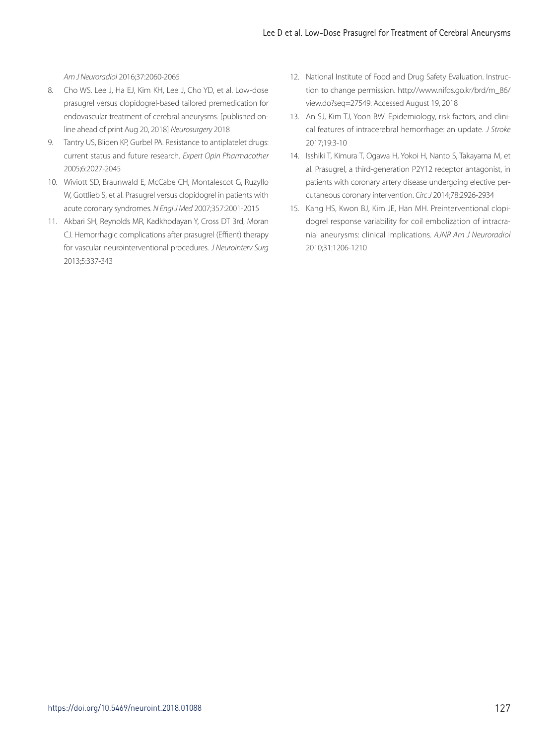*Am J Neuroradiol* 2016;37:2060-2065

8. Cho WS. Lee J, Ha EJ, Kim KH, Lee J, Cho YD, et al. Low-dose prasugrel versus clopidogrel-based tailored premedication for endovascular treatment of cerebral aneurysms. [published online ahead of print Aug 20, 2018] *Neurosurgery* 2018
9. Tantry US, Bliden KP, Gurbel PA. Resistance to antiplatelet drugs: current status and future research. *Expert Opin Pharmacother* 2005;6:2027-2045
10. Wiviott SD, Braunwald E, McCabe CH, Montalescot G, Ruzyllo W, Gottlieb S, et al. Prasugrel versus clopidogrel in patients with acute coronary syndromes. *N Engl J Med* 2007;357:2001-2015
11. Akbari SH, Reynolds MR, Kadkhodayan Y, Cross DT 3rd, Moran CJ. Hemorrhagic complications after prasugrel (Effient) therapy for vascular neurointerventional procedures. *J Neurointerv Surg* 2013;5:337-343
12. National Institute of Food and Drug Safety Evaluation. Instruction to change permission. http://www.nifds.go.kr/brd/m_86/view.do?seq=27549. Accessed August 19, 2018
13. An SJ, Kim TJ, Yoon BW. Epidemiology, risk factors, and clinical features of intracerebral hemorrhage: an update. *J Stroke* 2017;19:3-10
14. Isshiki T, Kimura T, Ogawa H, Yokoi H, Nanto S, Takayama M, et al. Prasugrel, a third-generation P2Y12 receptor antagonist, in patients with coronary artery disease undergoing elective percutaneous coronary intervention. *Circ J* 2014;78:2926-2934
15. Kang HS, Kwon BJ, Kim JE, Han MH. Preinterventional clopidogrel response variability for coil embolization of intracranial aneurysms: clinical implications. *AJNR Am J Neuroradiol* 2010;31:1206-1210